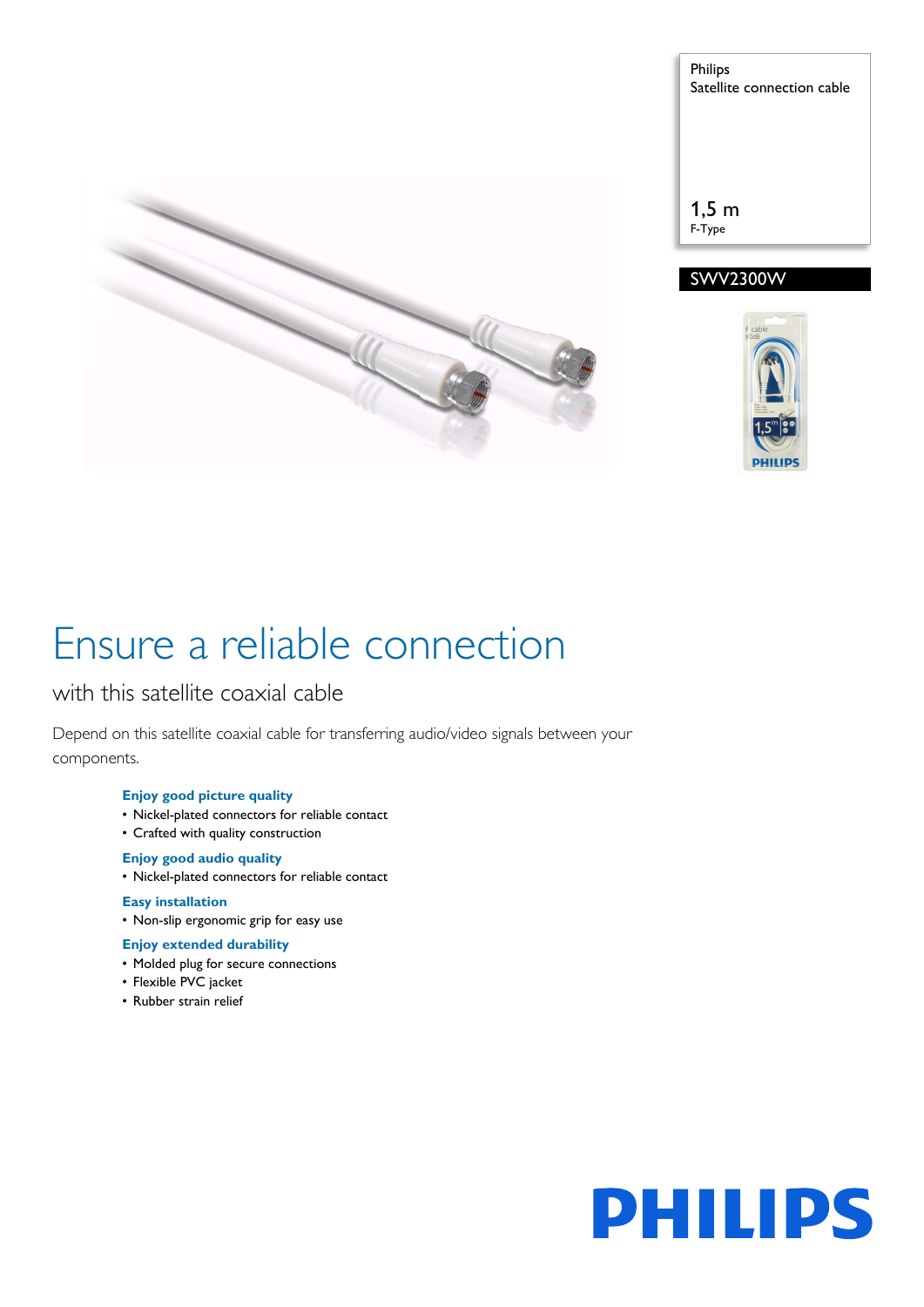Philips
Satellite connection cable

1,5 m
F-Type

SWV2300W

# Ensure a reliable connection

## with this satellite coaxial cable

Depend on this satellite coaxial cable for transferring audio/video signals between your components.

**Enjoy good picture quality**
- Nickel-plated connectors for reliable contact
- Crafted with quality construction

**Enjoy good audio quality**
- Nickel-plated connectors for reliable contact

**Easy installation**
- Non-slip ergonomic grip for easy use

**Enjoy extended durability**
- Molded plug for secure connections
- Flexible PVC jacket
- Rubber strain relief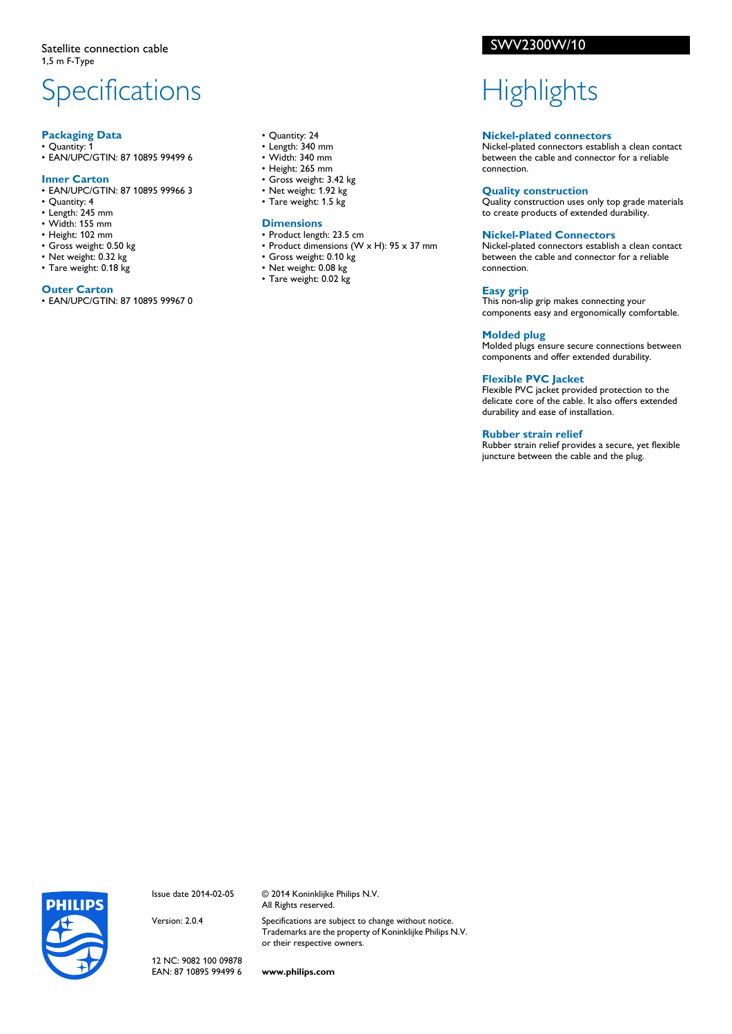Satellite connection cable
1,5 m F-Type

SWV2300W/10

# Specifications

### Packaging Data

- Quantity: 1
- EAN/UPC/GTIN: 87 10895 99499 6

### Inner Carton

- EAN/UPC/GTIN: 87 10895 99966 3
- Quantity: 4
- Length: 245 mm
- Width: 155 mm
- Height: 102 mm
- Gross weight: 0.50 kg
- Net weight: 0.32 kg
- Tare weight: 0.18 kg

### Outer Carton

- EAN/UPC/GTIN: 87 10895 99967 0
- Quantity: 24
- Length: 340 mm
- Width: 340 mm
- Height: 265 mm
- Gross weight: 3.42 kg
- Net weight: 1.92 kg
- Tare weight: 1.5 kg

### Dimensions

- Product length: 23.5 cm
- Product dimensions (W x H): 95 x 37 mm
- Gross weight: 0.10 kg
- Net weight: 0.08 kg
- Tare weight: 0.02 kg

# Highlights

### Nickel-plated connectors

Nickel-plated connectors establish a clean contact between the cable and connector for a reliable connection.

### Quality construction

Quality construction uses only top grade materials to create products of extended durability.

### Nickel-Plated Connectors

Nickel-plated connectors establish a clean contact between the cable and connector for a reliable connection.

### Easy grip

This non-slip grip makes connecting your components easy and ergonomically comfortable.

### Molded plug

Molded plugs ensure secure connections between components and offer extended durability.

### Flexible PVC Jacket

Flexible PVC jacket provided protection to the delicate core of the cable. It also offers extended durability and ease of installation.

### Rubber strain relief

Rubber strain relief provides a secure, yet flexible juncture between the cable and the plug.

PHILIPS

Issue date 2014-02-05

Version: 2.0.4

12 NC: 9082 100 09878
EAN: 87 10895 99499 6

© 2014 Koninklijke Philips N.V.
All Rights reserved.

Specifications are subject to change without notice. Trademarks are the property of Koninklijke Philips N.V. or their respective owners.

**www.philips.com**